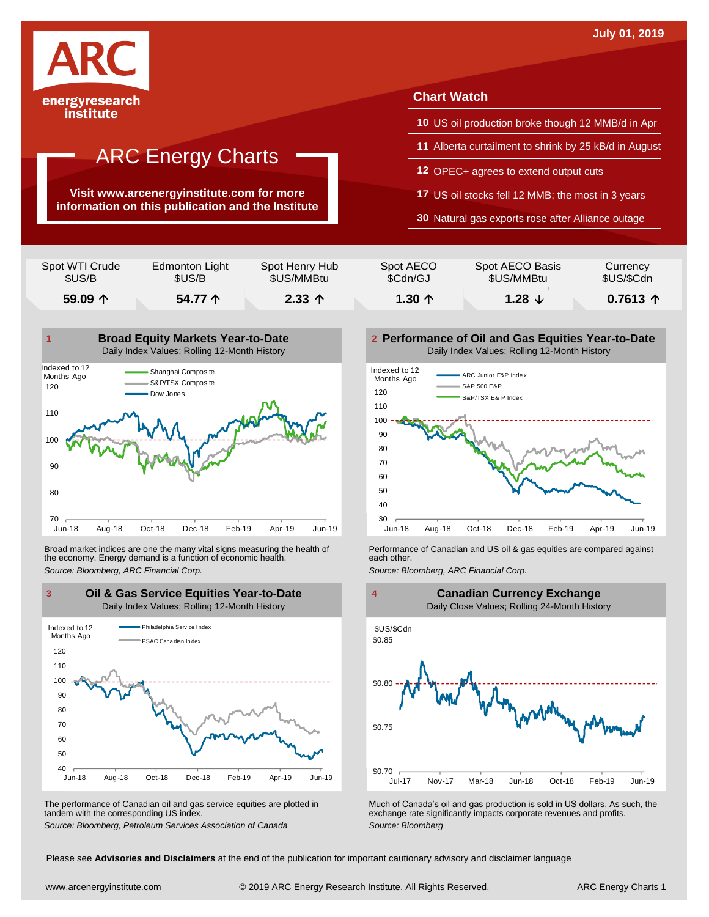July 01, 2019

ARC energyresearch institute

# ARC Energy Charts

**Visit www.arcenergyinstitute.com for more information on this publication and the Institute**

## Chart Watch

- **10** US oil production broke though 12 MMB/d in Apr
- **11** Alberta curtailment to shrink by 25 kB/d in August
- **12** OPEC+ agrees to extend output cuts
- **17** US oil stocks fell 12 MMB; the most in 3 years
- **30** Natural gas exports rose after Alliance outage

| Spot WTI Crude $US/B | Edmonton Light $US/B | Spot Henry Hub $US/MMBtu | Spot AECO $Cdn/GJ | Spot AECO Basis $US/MMBtu | Currency $US/$Cdn |
|---|---|---|---|---|---|
| **59.09 ↑** | **54.77 ↑** | **2.33 ↑** | **1.30 ↑** | **1.28 ↓** | **0.7613 ↑** |

### 1 Broad Equity Markets Year-to-Date
Daily Index Values; Rolling 12-Month History

Broad market indices are one the many vital signs measuring the health of the economy. Energy demand is a function of economic health.

*Source: Bloomberg, ARC Financial Corp.*

### 2 Performance of Oil and Gas Equities Year-to-Date
Daily Index Values; Rolling 12-Month History

Performance of Canadian and US oil & gas equities are compared against each other.

*Source: Bloomberg, ARC Financial Corp.*

### 3 Oil & Gas Service Equities Year-to-Date
Daily Index Values; Rolling 12-Month History

The performance of Canadian oil and gas service equities are plotted in tandem with the corresponding US index.

*Source: Bloomberg, Petroleum Services Association of Canada*

### 4 Canadian Currency Exchange
Daily Close Values; Rolling 24-Month History

Much of Canada's oil and gas production is sold in US dollars. As such, the exchange rate significantly impacts corporate revenues and profits.

*Source: Bloomberg*

Please see **Advisories and Disclaimers** at the end of the publication for important cautionary advisory and disclaimer language

www.arcenergyinstitute.com © 2019 ARC Energy Research Institute. All Rights Reserved.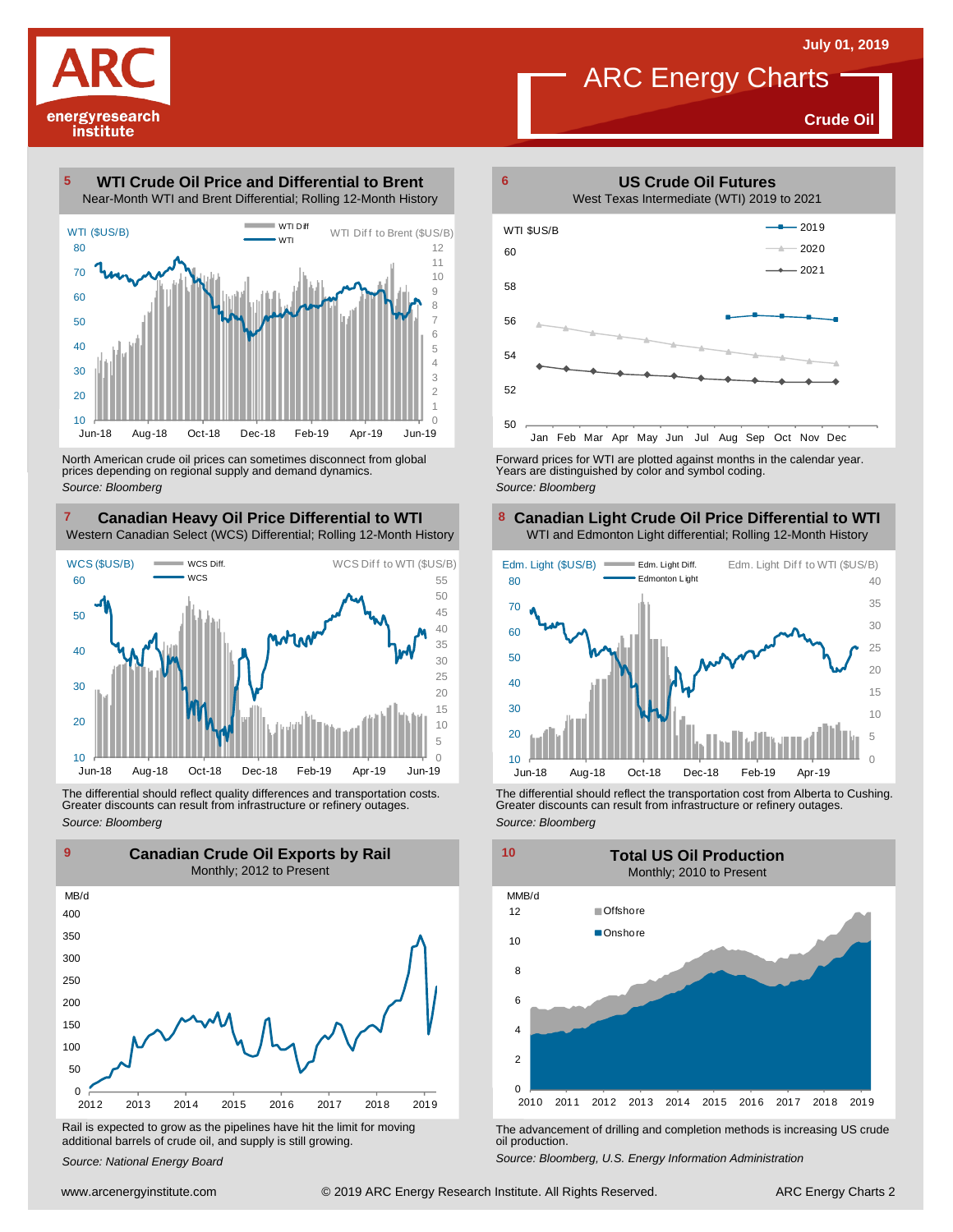ARC Energy Charts

July 01, 2019

Crude Oil

## 5 WTI Crude Oil Price and Differential to Brent

Near-Month WTI and Brent Differential; Rolling 12-Month History

North American crude oil prices can sometimes disconnect from global prices depending on regional supply and demand dynamics.

*Source: Bloomberg*

## 6 US Crude Oil Futures

West Texas Intermediate (WTI) 2019 to 2021

Forward prices for WTI are plotted against months in the calendar year. Years are distinguished by color and symbol coding.

*Source: Bloomberg*

## 7 Canadian Heavy Oil Price Differential to WTI

Western Canadian Select (WCS) Differential; Rolling 12-Month History

The differential should reflect quality differences and transportation costs. Greater discounts can result from infrastructure or refinery outages.

*Source: Bloomberg*

## 8 Canadian Light Crude Oil Price Differential to WTI

WTI and Edmonton Light differential; Rolling 12-Month History

The differential should reflect the transportation cost from Alberta to Cushing. Greater discounts can result from infrastructure or refinery outages.

*Source: Bloomberg*

## 9 Canadian Crude Oil Exports by Rail

Monthly; 2012 to Present

Rail is expected to grow as the pipelines have hit the limit for moving additional barrels of crude oil, and supply is still growing.

*Source: National Energy Board*

## 10 Total US Oil Production

Monthly; 2010 to Present

The advancement of drilling and completion methods is increasing US crude oil production.

*Source: Bloomberg, U.S. Energy Information Administration*

www.arcenergyinstitute.com © 2019 ARC Energy Research Institute. All Rights Reserved.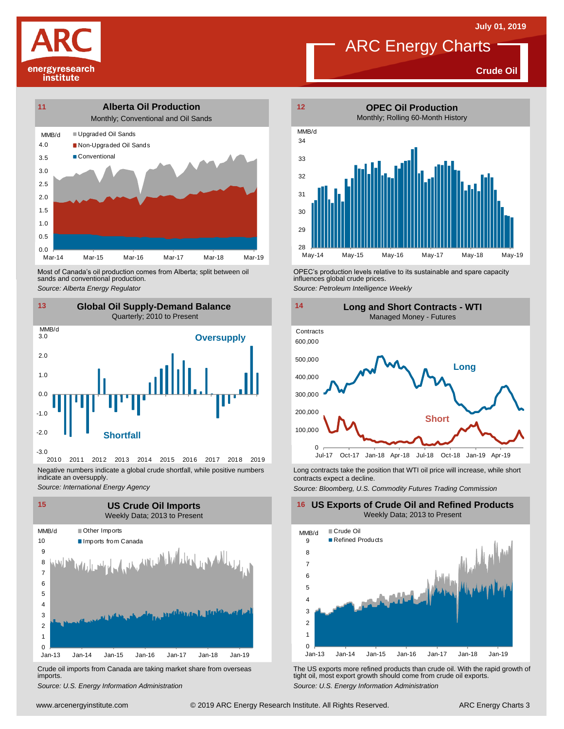July 01, 2019

# ARC Energy Charts

**Crude Oil**

## 11 Alberta Oil Production

Monthly; Conventional and Oil Sands

Most of Canada's oil production comes from Alberta; split between oil sands and conventional production.

*Source: Alberta Energy Regulator*

## 12 OPEC Oil Production

Monthly; Rolling 60-Month History

OPEC's production levels relative to its sustainable and spare capacity influences global crude prices.

*Source: Petroleum Intelligence Weekly*

## 13 Global Oil Supply-Demand Balance

Quarterly; 2010 to Present

Negative numbers indicate a global crude shortfall, while positive numbers indicate an oversupply.

*Source: International Energy Agency*

## 14 Long and Short Contracts - WTI

Managed Money - Futures

Long contracts take the position that WTI oil price will increase, while short contracts expect a decline.

*Source: Bloomberg, U.S. Commodity Futures Trading Commission*

## 15 US Crude Oil Imports

Weekly Data; 2013 to Present

Crude oil imports from Canada are taking market share from overseas imports.

*Source: U.S. Energy Information Administration*

## 16 US Exports of Crude Oil and Refined Products

Weekly Data; 2013 to Present

The US exports more refined products than crude oil. With the rapid growth of tight oil, most export growth should come from crude oil exports.

*Source: U.S. Energy Information Administration*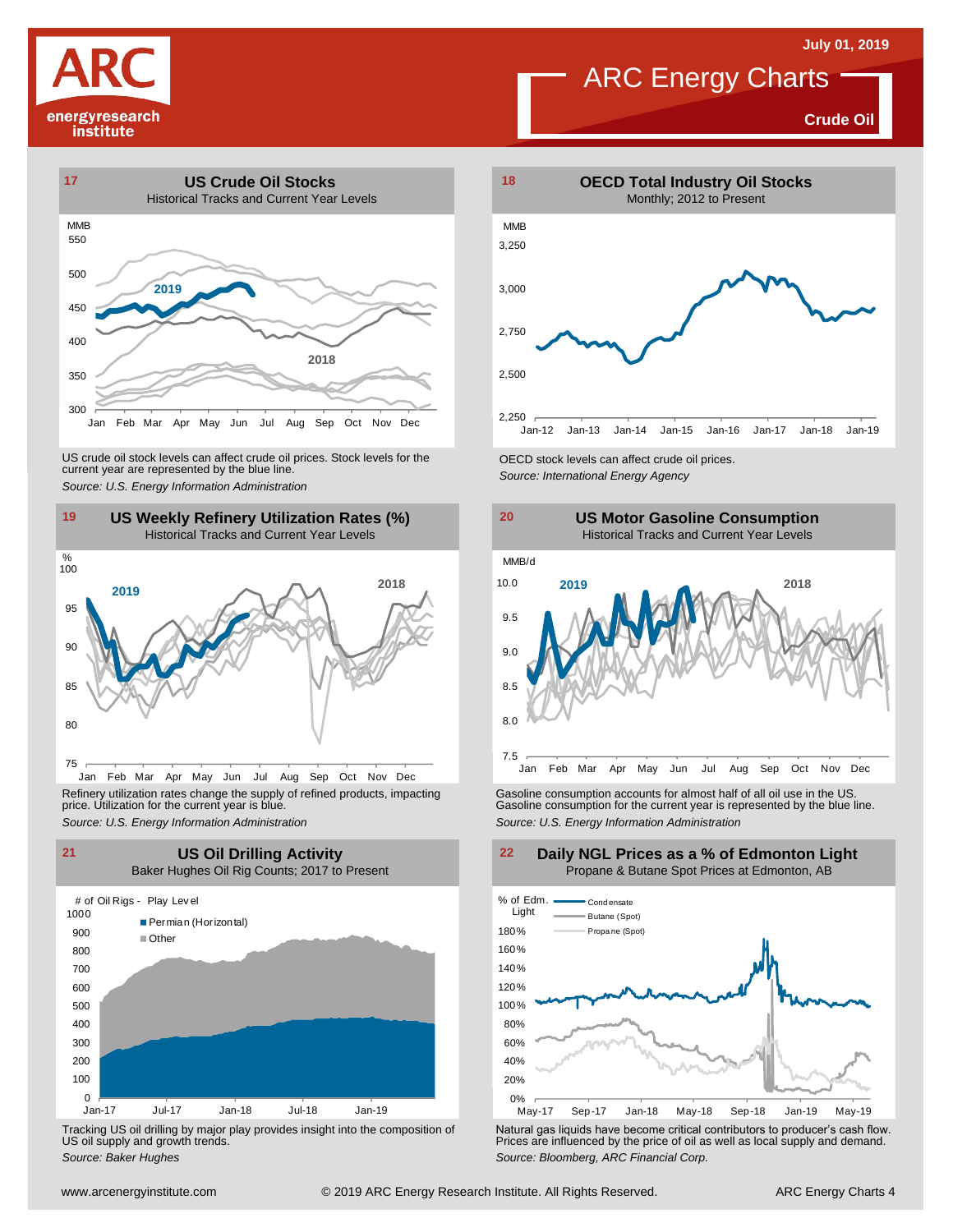# ARC Energy Charts

July 01, 2019

**Crude Oil**

## 17 US Crude Oil Stocks

Historical Tracks and Current Year Levels

MMB

US crude oil stock levels can affect crude oil prices. Stock levels for the current year are represented by the blue line.

*Source: U.S. Energy Information Administration*

## 18 OECD Total Industry Oil Stocks

Monthly; 2012 to Present

MMB

OECD stock levels can affect crude oil prices.

*Source: International Energy Agency*

## 19 US Weekly Refinery Utilization Rates (%)

Historical Tracks and Current Year Levels

%

Refinery utilization rates change the supply of refined products, impacting price. Utilization for the current year is blue.

*Source: U.S. Energy Information Administration*

## 20 US Motor Gasoline Consumption

Historical Tracks and Current Year Levels

MMB/d

Gasoline consumption accounts for almost half of all oil use in the US. Gasoline consumption for the current year is represented by the blue line.

*Source: U.S. Energy Information Administration*

## 21 US Oil Drilling Activity

Baker Hughes Oil Rig Counts; 2017 to Present

# of Oil Rigs - Play Level

Tracking US oil drilling by major play provides insight into the composition of US oil supply and growth trends.

*Source: Baker Hughes*

## 22 Daily NGL Prices as a % of Edmonton Light

Propane & Butane Spot Prices at Edmonton, AB

% of Edm. Light

Natural gas liquids have become critical contributors to producer's cash flow. Prices are influenced by the price of oil as well as local supply and demand.

*Source: Bloomberg, ARC Financial Corp.*

www.arcenergyinstitute.com © 2019 ARC Energy Research Institute. All Rights Reserved.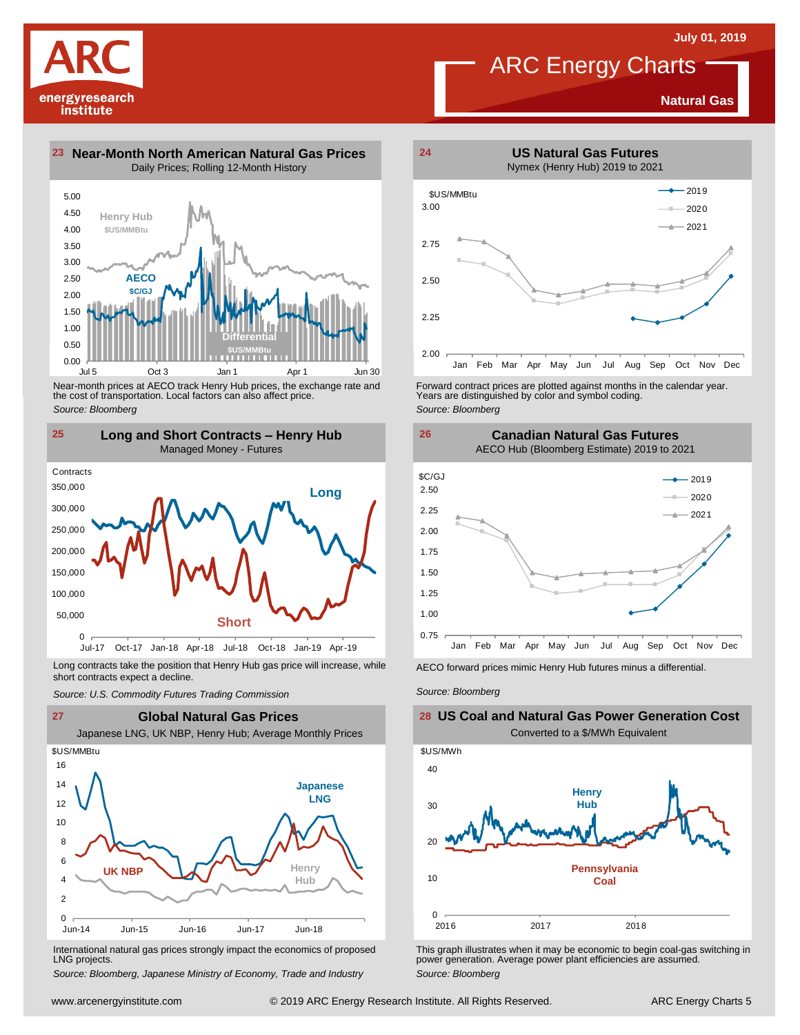# ARC Energy Charts

**Natural Gas**

July 01, 2019

## 23 Near-Month North American Natural Gas Prices

Daily Prices; Rolling 12-Month History

Near-month prices at AECO track Henry Hub prices, the exchange rate and the cost of transportation. Local factors can also affect price.

*Source: Bloomberg*

## 24 US Natural Gas Futures

Nymex (Henry Hub) 2019 to 2021

Forward contract prices are plotted against months in the calendar year. Years are distinguished by color and symbol coding.

*Source: Bloomberg*

## 25 Long and Short Contracts – Henry Hub

Managed Money - Futures

Long contracts take the position that Henry Hub gas price will increase, while short contracts expect a decline.

*Source: U.S. Commodity Futures Trading Commission*

## 26 Canadian Natural Gas Futures

AECO Hub (Bloomberg Estimate) 2019 to 2021

AECO forward prices mimic Henry Hub futures minus a differential.

*Source: Bloomberg*

## 27 Global Natural Gas Prices

Japanese LNG, UK NBP, Henry Hub; Average Monthly Prices

International natural gas prices strongly impact the economics of proposed LNG projects.

*Source: Bloomberg, Japanese Ministry of Economy, Trade and Industry*

## 28 US Coal and Natural Gas Power Generation Cost

Converted to a $/MWh Equivalent

This graph illustrates when it may be economic to begin coal-gas switching in power generation. Average power plant efficiencies are assumed.

*Source: Bloomberg*

www.arcenergyinstitute.com © 2019 ARC Energy Research Institute. All Rights Reserved.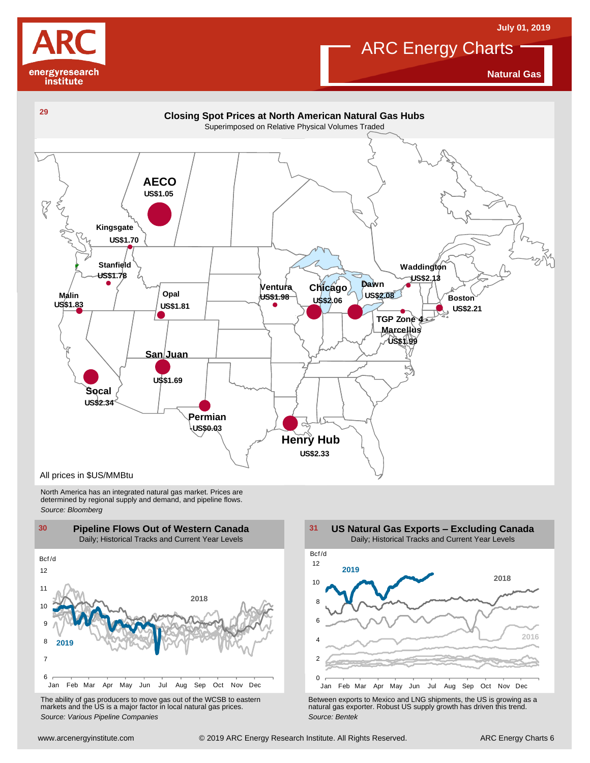July 01, 2019

# ARC Energy Charts

**Natural Gas**

## 29 Closing Spot Prices at North American Natural Gas Hubs

Superimposed on Relative Physical Volumes Traded

| Hub | Price |
| --- | --- |
| AECO | US$1.05 |
| Kingsgate | US$1.70 |
| Stanfield | US$1.78 |
| Malin | US$1.83 |
| Opal | US$1.81 |
| San Juan | US$1.69 |
| Socal | US$2.34 |
| Permian | -US$0.03 |
| Henry Hub | US$2.33 |
| Ventura | US$1.98 |
| Chicago | US$2.06 |
| Dawn | US$2.08 |
| Waddington | US$2.13 |
| Boston | US$2.21 |
| TGP Zone 4 Marcellus | US$1.99 |

All prices in $US/MMBtu

North America has an integrated natural gas market. Prices are determined by regional supply and demand, and pipeline flows.

*Source: Bloomberg*

## 30 Pipeline Flows Out of Western Canada

Daily; Historical Tracks and Current Year Levels

The ability of gas producers to move gas out of the WCSB to eastern markets and the US is a major factor in local natural gas prices.

*Source: Various Pipeline Companies*

## 31 US Natural Gas Exports – Excluding Canada

Daily; Historical Tracks and Current Year Levels

Between exports to Mexico and LNG shipments, the US is growing as a natural gas exporter. Robust US supply growth has driven this trend.

*Source: Bentek*

www.arcenergyinstitute.com © 2019 ARC Energy Research Institute. All Rights Reserved.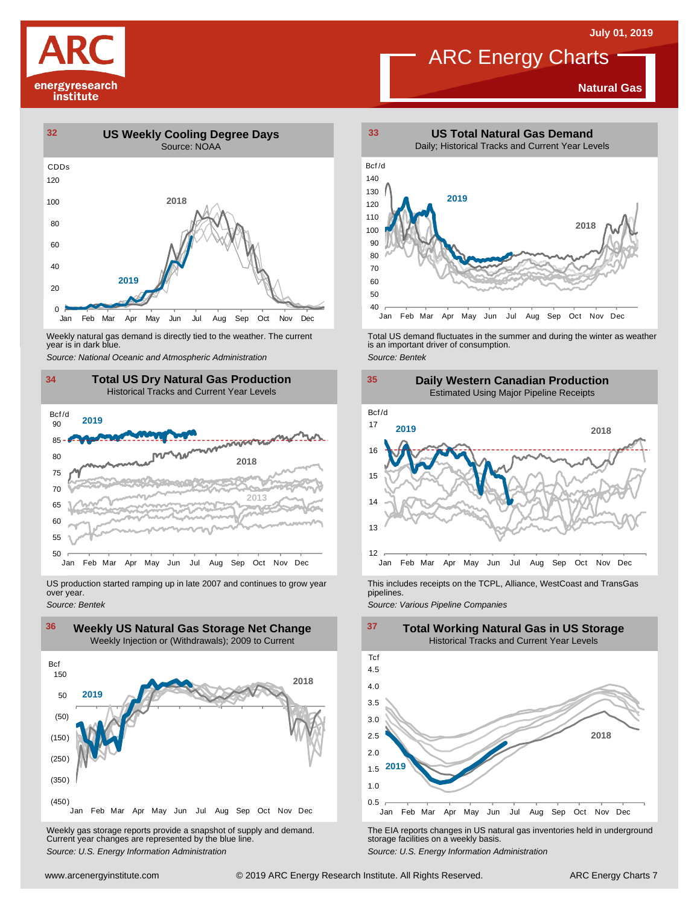**July 01, 2019**

# ARC Energy Charts

**Natural Gas**

## 32 US Weekly Cooling Degree Days

Source: NOAA

Weekly natural gas demand is directly tied to the weather. The current year is in dark blue.

*Source: National Oceanic and Atmospheric Administration*

## 33 US Total Natural Gas Demand

Daily; Historical Tracks and Current Year Levels

Total US demand fluctuates in the summer and during the winter as weather is an important driver of consumption.

*Source: Bentek*

## 34 Total US Dry Natural Gas Production

Historical Tracks and Current Year Levels

US production started ramping up in late 2007 and continues to grow year over year.

*Source: Bentek*

## 35 Daily Western Canadian Production

Estimated Using Major Pipeline Receipts

This includes receipts on the TCPL, Alliance, WestCoast and TransGas pipelines.

*Source: Various Pipeline Companies*

## 36 Weekly US Natural Gas Storage Net Change

Weekly Injection or (Withdrawals); 2009 to Current

Weekly gas storage reports provide a snapshot of supply and demand. Current year changes are represented by the blue line.

*Source: U.S. Energy Information Administration*

## 37 Total Working Natural Gas in US Storage

Historical Tracks and Current Year Levels

The EIA reports changes in US natural gas inventories held in underground storage facilities on a weekly basis.

*Source: U.S. Energy Information Administration*

www.arcenergyinstitute.com © 2019 ARC Energy Research Institute. All Rights Reserved.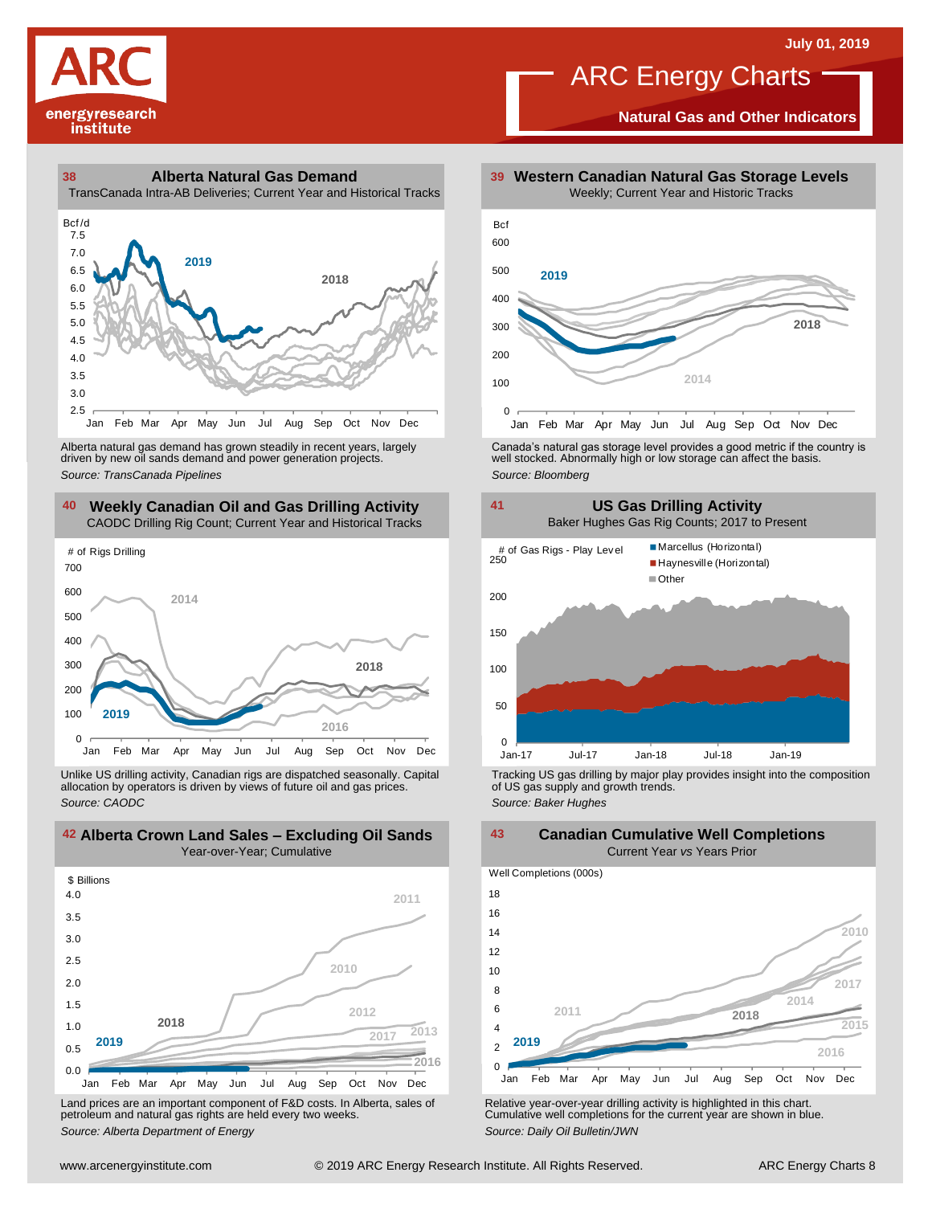July 01, 2019

# ARC Energy Charts

**Natural Gas and Other Indicators**

## 38 Alberta Natural Gas Demand

TransCanada Intra-AB Deliveries; Current Year and Historical Tracks

Alberta natural gas demand has grown steadily in recent years, largely driven by new oil sands demand and power generation projects.

*Source: TransCanada Pipelines*

## 39 Western Canadian Natural Gas Storage Levels

Weekly; Current Year and Historic Tracks

Canada's natural gas storage level provides a good metric if the country is well stocked. Abnormally high or low storage can affect the basis.

*Source: Bloomberg*

## 40 Weekly Canadian Oil and Gas Drilling Activity

CAODC Drilling Rig Count; Current Year and Historical Tracks

Unlike US drilling activity, Canadian rigs are dispatched seasonally. Capital allocation by operators is driven by views of future oil and gas prices.

*Source: CAODC*

## 41 US Gas Drilling Activity

Baker Hughes Gas Rig Counts; 2017 to Present

Tracking US gas drilling by major play provides insight into the composition of US gas supply and growth trends.

*Source: Baker Hughes*

## 42 Alberta Crown Land Sales – Excluding Oil Sands

Year-over-Year; Cumulative

Land prices are an important component of F&D costs. In Alberta, sales of petroleum and natural gas rights are held every two weeks.

*Source: Alberta Department of Energy*

## 43 Canadian Cumulative Well Completions

Current Year *vs* Years Prior

Relative year-over-year drilling activity is highlighted in this chart. Cumulative well completions for the current year are shown in blue.

*Source: Daily Oil Bulletin/JWN*

www.arcenergyinstitute.com © 2019 ARC Energy Research Institute. All Rights Reserved.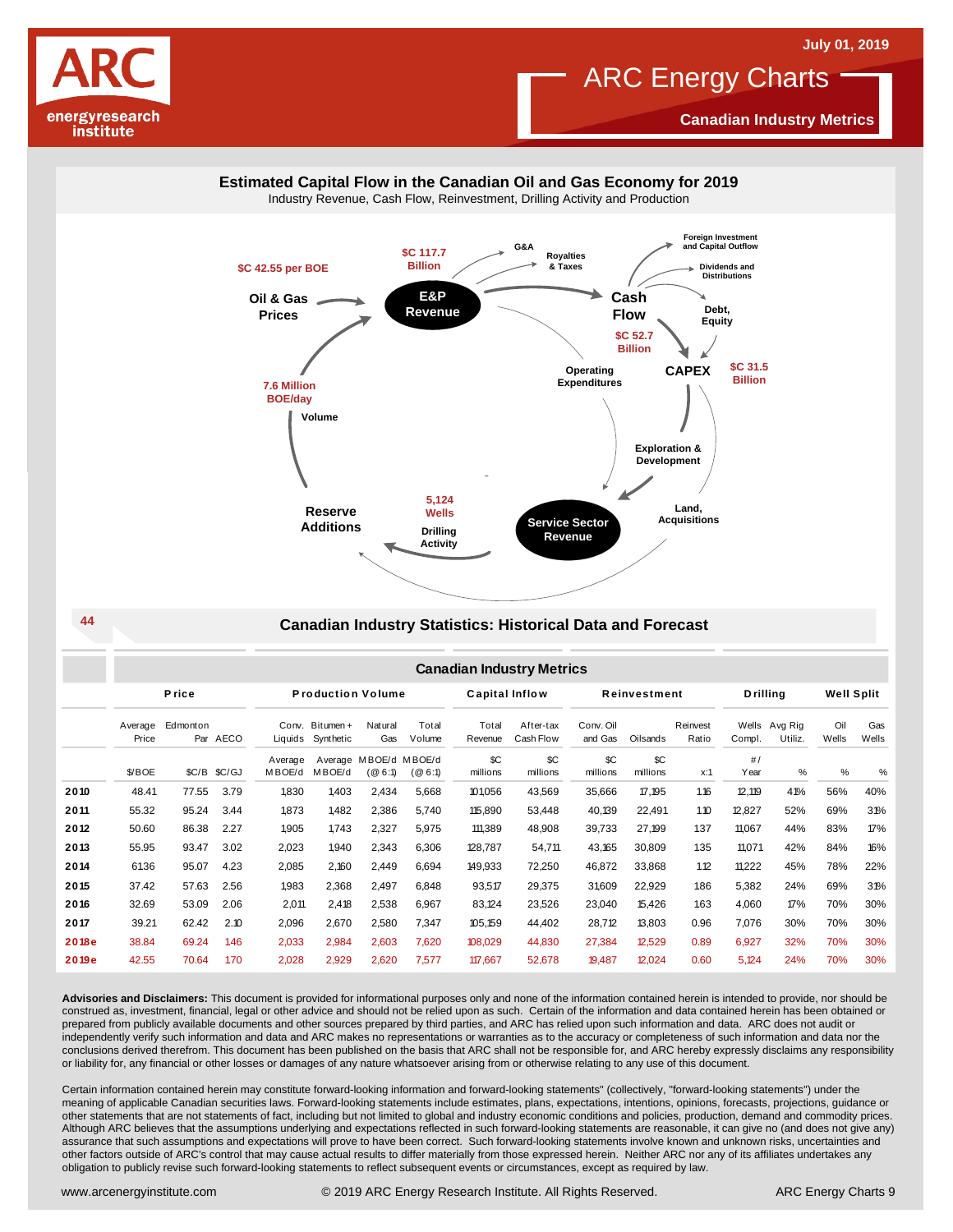ARC energyresearch institute

July 01, 2019

# ARC Energy Charts

**Canadian Industry Metrics**

## Estimated Capital Flow in the Canadian Oil and Gas Economy for 2019

Industry Revenue, Cash Flow, Reinvestment, Drilling Activity and Production

$C 42.55 per BOE
Oil & Gas Prices
$C 117.7 Billion
E&P Revenue
G&A
Royalties & Taxes
Foreign Investment and Capital Outflow
Dividends and Distributions
Cash Flow
Debt, Equity
$C 52.7 Billion
CAPEX
$C 31.5 Billion
Operating Expenditures
7.6 Million BOE/day
Volume
Exploration & Development
Land, Acquisitions
Reserve Additions
5,124 Wells
Drilling Activity
Service Sector Revenue

44

## Canadian Industry Statistics: Historical Data and Forecast

| | Canadian Industry Metrics | | | | | | | | | | | | | | | | |
|---|---|---|---|---|---|---|---|---|---|---|---|---|---|---|---|---|---|
| | **Price** | | | **Production Volume** | | | | **Capital Inflow** | | **Reinvestment** | | | **Drilling** | | **Well Split** | |
| | Average Price | Edmonton Par | AECO | Conv. Liquids | Bitumen + Synthetic | Natural Gas | Total Volume | Total Revenue | After-tax Cash Flow | Conv. Oil and Gas | Oilsands | Reinvest Ratio | Wells Compl. | Avg Rig Utiliz. | Oil Wells | Gas Wells |
| | $/BOE | $C/B | $C/GJ | Average MBOE/d | Average MBOE/d | MBOE/d (@ 6:1) | MBOE/d (@ 6:1) | $C millions | $C millions | $C millions | $C millions | x:1 | # / Year | % | % | % |
| **2010** | 48.41 | 77.55 | 3.79 | 1,830 | 1,403 | 2,434 | 5,668 | 101,056 | 43,569 | 35,666 | 17,195 | 1.16 | 12,119 | 41% | 56% | 40% |
| **2011** | 55.32 | 95.24 | 3.44 | 1,873 | 1,482 | 2,386 | 5,740 | 115,890 | 53,448 | 40,139 | 22,491 | 1.10 | 12,827 | 52% | 69% | 31% |
| **2012** | 50.60 | 86.38 | 2.27 | 1,905 | 1,743 | 2,327 | 5,975 | 111,389 | 48,908 | 39,733 | 27,199 | 1.37 | 11,067 | 44% | 83% | 17% |
| **2013** | 55.95 | 93.47 | 3.02 | 2,023 | 1,940 | 2,343 | 6,306 | 128,787 | 54,711 | 43,165 | 30,809 | 1.35 | 11,071 | 42% | 84% | 16% |
| **2014** | 61.36 | 95.07 | 4.23 | 2,085 | 2,160 | 2,449 | 6,694 | 149,933 | 72,250 | 46,872 | 33,868 | 1.12 | 11,222 | 45% | 78% | 22% |
| **2015** | 37.42 | 57.63 | 2.56 | 1,983 | 2,368 | 2,497 | 6,848 | 93,517 | 29,375 | 31,609 | 22,929 | 1.86 | 5,382 | 24% | 69% | 31% |
| **2016** | 32.69 | 53.09 | 2.06 | 2,011 | 2,418 | 2,538 | 6,967 | 83,124 | 23,526 | 23,040 | 15,426 | 1.63 | 4,060 | 17% | 70% | 30% |
| **2017** | 39.21 | 62.42 | 2.10 | 2,096 | 2,670 | 2,580 | 7,347 | 105,159 | 44,402 | 28,712 | 13,803 | 0.96 | 7,076 | 30% | 70% | 30% |
| **2018e** | 38.84 | 69.24 | 1.46 | 2,033 | 2,984 | 2,603 | 7,620 | 108,029 | 44,830 | 27,384 | 12,529 | 0.89 | 6,927 | 32% | 70% | 30% |
| **2019e** | 42.55 | 70.64 | 1.70 | 2,028 | 2,929 | 2,620 | 7,577 | 117,667 | 52,678 | 19,487 | 12,024 | 0.60 | 5,124 | 24% | 70% | 30% |

**Advisories and Disclaimers:** This document is provided for informational purposes only and none of the information contained herein is intended to provide, nor should be construed as, investment, financial, legal or other advice and should not be relied upon as such. Certain of the information and data contained herein has been obtained or prepared from publicly available documents and other sources prepared by third parties, and ARC has relied upon such information and data. ARC does not audit or independently verify such information and data and ARC makes no representations or warranties as to the accuracy or completeness of such information and data nor the conclusions derived therefrom. This document has been published on the basis that ARC shall not be responsible for, and ARC hereby expressly disclaims any responsibility or liability for, any financial or other losses or damages of any nature whatsoever arising from or otherwise relating to any use of this document.

Certain information contained herein may constitute forward-looking information and forward-looking statements" (collectively, "forward-looking statements") under the meaning of applicable Canadian securities laws. Forward-looking statements include estimates, plans, expectations, intentions, opinions, forecasts, projections, guidance or other statements that are not statements of fact, including but not limited to global and industry economic conditions and policies, production, demand and commodity prices. Although ARC believes that the assumptions underlying and expectations reflected in such forward-looking statements are reasonable, it can give no (and does not give any) assurance that such assumptions and expectations will prove to have been correct. Such forward-looking statements involve known and unknown risks, uncertainties and other factors outside of ARC's control that may cause actual results to differ materially from those expressed herein. Neither ARC nor any of its affiliates undertakes any obligation to publicly revise such forward-looking statements to reflect subsequent events or circumstances, except as required by law.

www.arcenergyinstitute.com © 2019 ARC Energy Research Institute. All Rights Reserved.